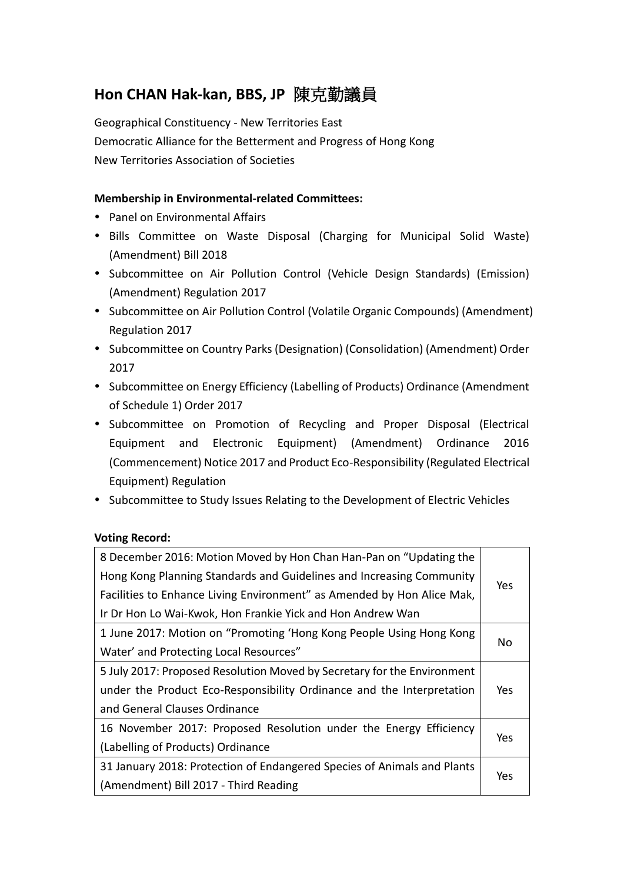## Hon CHAN Hak-kan, BBS, JP 陳克勤議員

Geographical Constituency - New Territories East
Democratic Alliance for the Betterment and Progress of Hong Kong
New Territories Association of Societies

**Membership in Environmental-related Committees:**

- Panel on Environmental Affairs
- Bills Committee on Waste Disposal (Charging for Municipal Solid Waste) (Amendment) Bill 2018
- Subcommittee on Air Pollution Control (Vehicle Design Standards) (Emission) (Amendment) Regulation 2017
- Subcommittee on Air Pollution Control (Volatile Organic Compounds) (Amendment) Regulation 2017
- Subcommittee on Country Parks (Designation) (Consolidation) (Amendment) Order 2017
- Subcommittee on Energy Efficiency (Labelling of Products) Ordinance (Amendment of Schedule 1) Order 2017
- Subcommittee on Promotion of Recycling and Proper Disposal (Electrical Equipment and Electronic Equipment) (Amendment) Ordinance 2016 (Commencement) Notice 2017 and Product Eco-Responsibility (Regulated Electrical Equipment) Regulation
- Subcommittee to Study Issues Relating to the Development of Electric Vehicles

**Voting Record:**

| Motion | Vote |
|---|---|
| 8 December 2016: Motion Moved by Hon Chan Han-Pan on "Updating the Hong Kong Planning Standards and Guidelines and Increasing Community Facilities to Enhance Living Environment" as Amended by Hon Alice Mak, Ir Dr Hon Lo Wai-Kwok, Hon Frankie Yick and Hon Andrew Wan | Yes |
| 1 June 2017: Motion on "Promoting 'Hong Kong People Using Hong Kong Water' and Protecting Local Resources" | No |
| 5 July 2017: Proposed Resolution Moved by Secretary for the Environment under the Product Eco-Responsibility Ordinance and the Interpretation and General Clauses Ordinance | Yes |
| 16 November 2017: Proposed Resolution under the Energy Efficiency (Labelling of Products) Ordinance | Yes |
| 31 January 2018: Protection of Endangered Species of Animals and Plants (Amendment) Bill 2017 - Third Reading | Yes |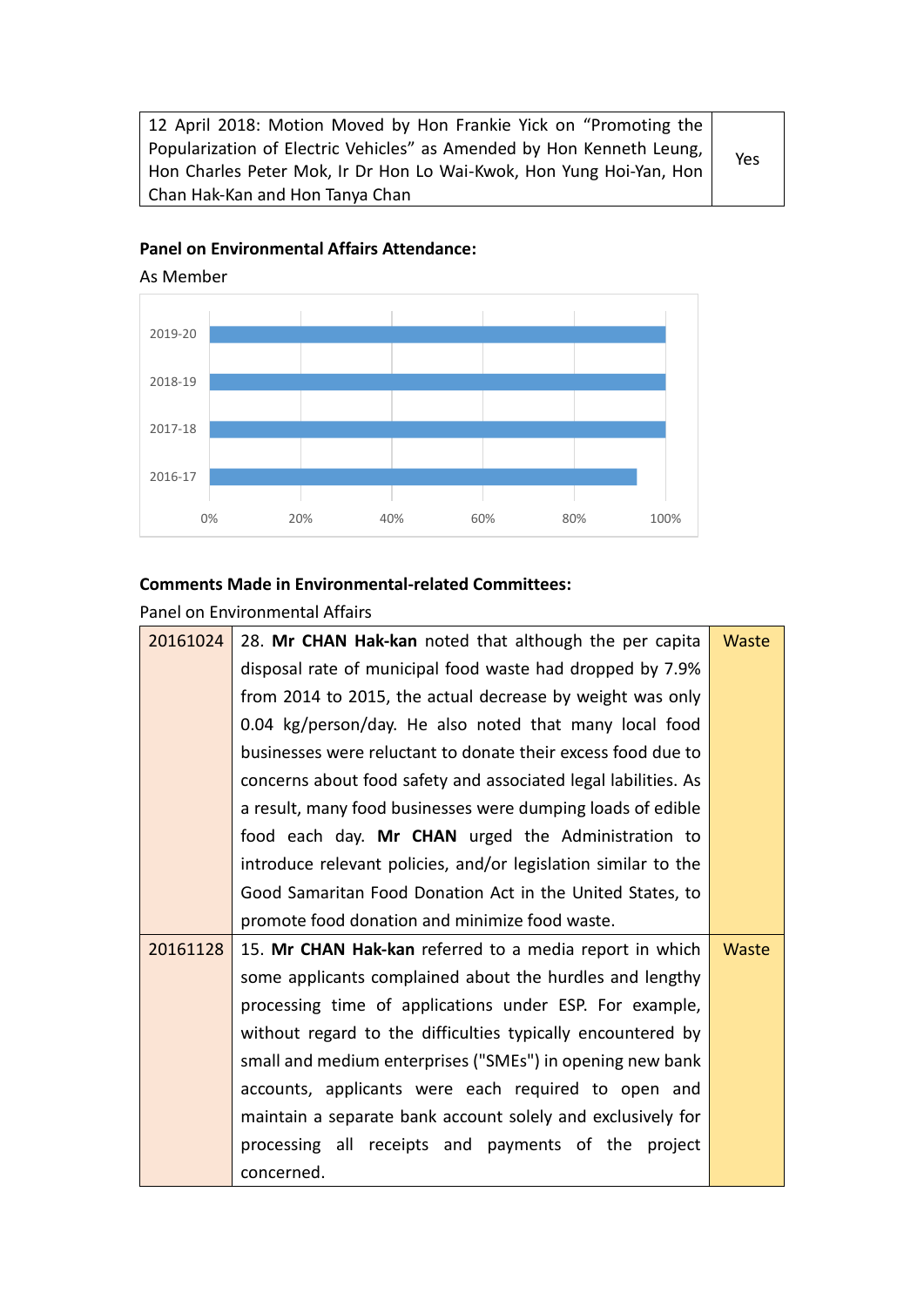| 12 April 2018: Motion Moved by Hon Frankie Yick on "Promoting the Popularization of Electric Vehicles" as Amended by Hon Kenneth Leung, Hon Charles Peter Mok, Ir Dr Hon Lo Wai-Kwok, Hon Yung Hoi-Yan, Hon Chan Hak-Kan and Hon Tanya Chan | Yes |
|---|---|

**Panel on Environmental Affairs Attendance:**

As Member

**Comments Made in Environmental-related Committees:**

Panel on Environmental Affairs

| 20161024 | 28. **Mr CHAN Hak-kan** noted that although the per capita disposal rate of municipal food waste had dropped by 7.9% from 2014 to 2015, the actual decrease by weight was only 0.04 kg/person/day. He also noted that many local food businesses were reluctant to donate their excess food due to concerns about food safety and associated legal labilities. As a result, many food businesses were dumping loads of edible food each day. **Mr CHAN** urged the Administration to introduce relevant policies, and/or legislation similar to the Good Samaritan Food Donation Act in the United States, to promote food donation and minimize food waste. | Waste |
|---|---|---|
| 20161128 | 15. **Mr CHAN Hak-kan** referred to a media report in which some applicants complained about the hurdles and lengthy processing time of applications under ESP. For example, without regard to the difficulties typically encountered by small and medium enterprises ("SMEs") in opening new bank accounts, applicants were each required to open and maintain a separate bank account solely and exclusively for processing all receipts and payments of the project concerned. | Waste |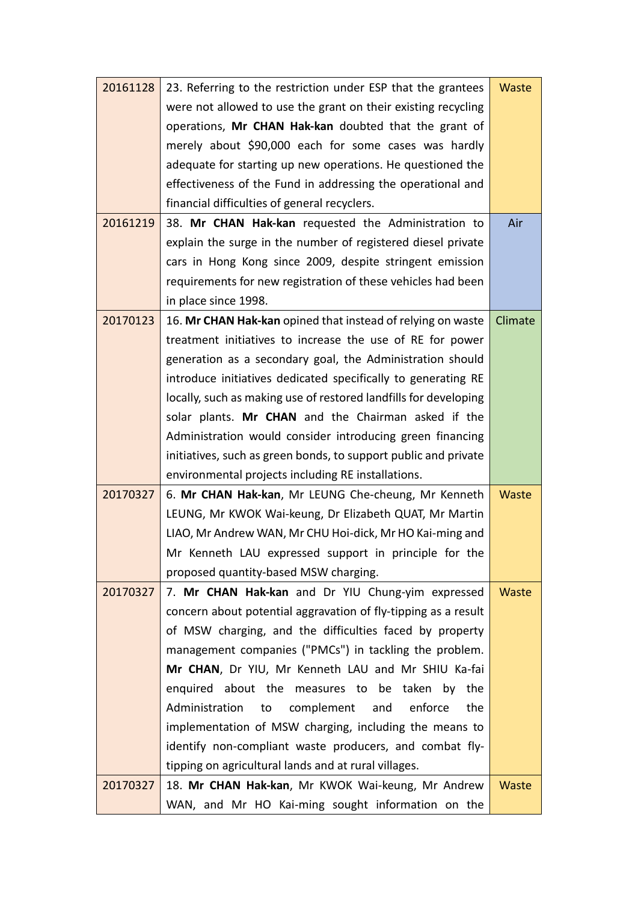| | | |
|---|---|---|
| 20161128 | 23. Referring to the restriction under ESP that the grantees were not allowed to use the grant on their existing recycling operations, **Mr CHAN Hak-kan** doubted that the grant of merely about $90,000 each for some cases was hardly adequate for starting up new operations. He questioned the effectiveness of the Fund in addressing the operational and financial difficulties of general recyclers. | Waste |
| 20161219 | 38. **Mr CHAN Hak-kan** requested the Administration to explain the surge in the number of registered diesel private cars in Hong Kong since 2009, despite stringent emission requirements for new registration of these vehicles had been in place since 1998. | Air |
| 20170123 | 16. **Mr CHAN Hak-kan** opined that instead of relying on waste treatment initiatives to increase the use of RE for power generation as a secondary goal, the Administration should introduce initiatives dedicated specifically to generating RE locally, such as making use of restored landfills for developing solar plants. **Mr CHAN** and the Chairman asked if the Administration would consider introducing green financing initiatives, such as green bonds, to support public and private environmental projects including RE installations. | Climate |
| 20170327 | 6. **Mr CHAN Hak-kan**, Mr LEUNG Che-cheung, Mr Kenneth LEUNG, Mr KWOK Wai-keung, Dr Elizabeth QUAT, Mr Martin LIAO, Mr Andrew WAN, Mr CHU Hoi-dick, Mr HO Kai-ming and Mr Kenneth LAU expressed support in principle for the proposed quantity-based MSW charging. | Waste |
| 20170327 | 7. **Mr CHAN Hak-kan** and Dr YIU Chung-yim expressed concern about potential aggravation of fly-tipping as a result of MSW charging, and the difficulties faced by property management companies ("PMCs") in tackling the problem. **Mr CHAN**, Dr YIU, Mr Kenneth LAU and Mr SHIU Ka-fai enquired about the measures to be taken by the Administration to complement and enforce the implementation of MSW charging, including the means to identify non-compliant waste producers, and combat fly-tipping on agricultural lands and at rural villages. | Waste |
| 20170327 | 18. **Mr CHAN Hak-kan**, Mr KWOK Wai-keung, Mr Andrew WAN, and Mr HO Kai-ming sought information on the | Waste |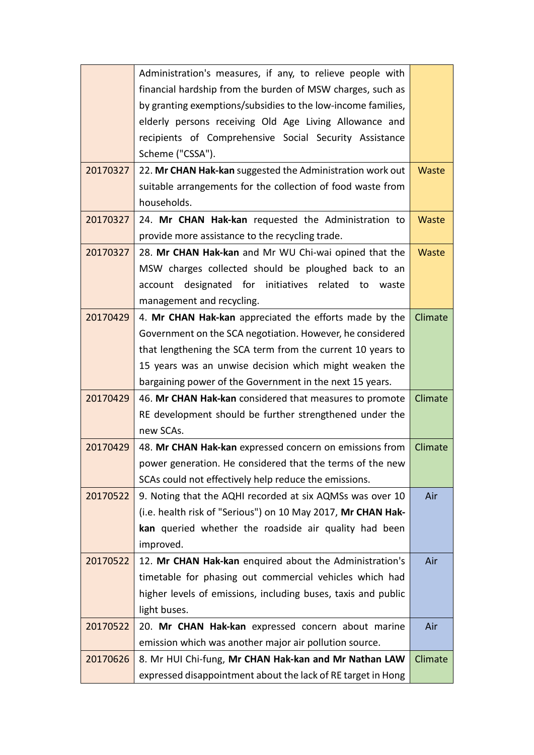| | | |
|---|---|---|
| | Administration's measures, if any, to relieve people with financial hardship from the burden of MSW charges, such as by granting exemptions/subsidies to the low-income families, elderly persons receiving Old Age Living Allowance and recipients of Comprehensive Social Security Assistance Scheme ("CSSA"). | |
| 20170327 | 22. **Mr CHAN Hak-kan** suggested the Administration work out suitable arrangements for the collection of food waste from households. | Waste |
| 20170327 | 24. **Mr CHAN Hak-kan** requested the Administration to provide more assistance to the recycling trade. | Waste |
| 20170327 | 28. **Mr CHAN Hak-kan** and Mr WU Chi-wai opined that the MSW charges collected should be ploughed back to an account designated for initiatives related to waste management and recycling. | Waste |
| 20170429 | 4. **Mr CHAN Hak-kan** appreciated the efforts made by the Government on the SCA negotiation. However, he considered that lengthening the SCA term from the current 10 years to 15 years was an unwise decision which might weaken the bargaining power of the Government in the next 15 years. | Climate |
| 20170429 | 46. **Mr CHAN Hak-kan** considered that measures to promote RE development should be further strengthened under the new SCAs. | Climate |
| 20170429 | 48. **Mr CHAN Hak-kan** expressed concern on emissions from power generation. He considered that the terms of the new SCAs could not effectively help reduce the emissions. | Climate |
| 20170522 | 9. Noting that the AQHI recorded at six AQMSs was over 10 (i.e. health risk of "Serious") on 10 May 2017, **Mr CHAN Hak-kan** queried whether the roadside air quality had been improved. | Air |
| 20170522 | 12. **Mr CHAN Hak-kan** enquired about the Administration's timetable for phasing out commercial vehicles which had higher levels of emissions, including buses, taxis and public light buses. | Air |
| 20170522 | 20. **Mr CHAN Hak-kan** expressed concern about marine emission which was another major air pollution source. | Air |
| 20170626 | 8. Mr HUI Chi-fung, **Mr CHAN Hak-kan and Mr Nathan LAW** expressed disappointment about the lack of RE target in Hong | Climate |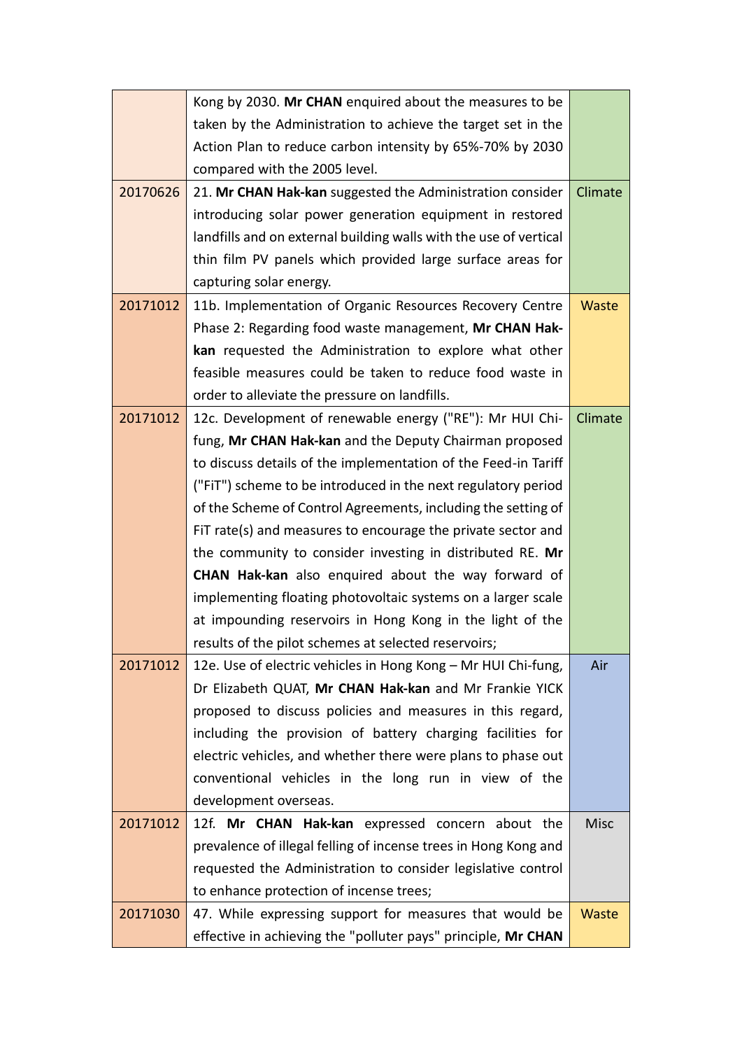| | | |
|---|---|---|
| | Kong by 2030. **Mr CHAN** enquired about the measures to be taken by the Administration to achieve the target set in the Action Plan to reduce carbon intensity by 65%-70% by 2030 compared with the 2005 level. | |
| 20170626 | 21. **Mr CHAN Hak-kan** suggested the Administration consider introducing solar power generation equipment in restored landfills and on external building walls with the use of vertical thin film PV panels which provided large surface areas for capturing solar energy. | Climate |
| 20171012 | 11b. Implementation of Organic Resources Recovery Centre Phase 2: Regarding food waste management, **Mr CHAN Hak-kan** requested the Administration to explore what other feasible measures could be taken to reduce food waste in order to alleviate the pressure on landfills. | Waste |
| 20171012 | 12c. Development of renewable energy ("RE"): Mr HUI Chi-fung, **Mr CHAN Hak-kan** and the Deputy Chairman proposed to discuss details of the implementation of the Feed-in Tariff ("FiT") scheme to be introduced in the next regulatory period of the Scheme of Control Agreements, including the setting of FiT rate(s) and measures to encourage the private sector and the community to consider investing in distributed RE. **Mr CHAN Hak-kan** also enquired about the way forward of implementing floating photovoltaic systems on a larger scale at impounding reservoirs in Hong Kong in the light of the results of the pilot schemes at selected reservoirs; | Climate |
| 20171012 | 12e. Use of electric vehicles in Hong Kong – Mr HUI Chi-fung, Dr Elizabeth QUAT, **Mr CHAN Hak-kan** and Mr Frankie YICK proposed to discuss policies and measures in this regard, including the provision of battery charging facilities for electric vehicles, and whether there were plans to phase out conventional vehicles in the long run in view of the development overseas. | Air |
| 20171012 | 12f. **Mr CHAN Hak-kan** expressed concern about the prevalence of illegal felling of incense trees in Hong Kong and requested the Administration to consider legislative control to enhance protection of incense trees; | Misc |
| 20171030 | 47. While expressing support for measures that would be effective in achieving the "polluter pays" principle, **Mr CHAN** | Waste |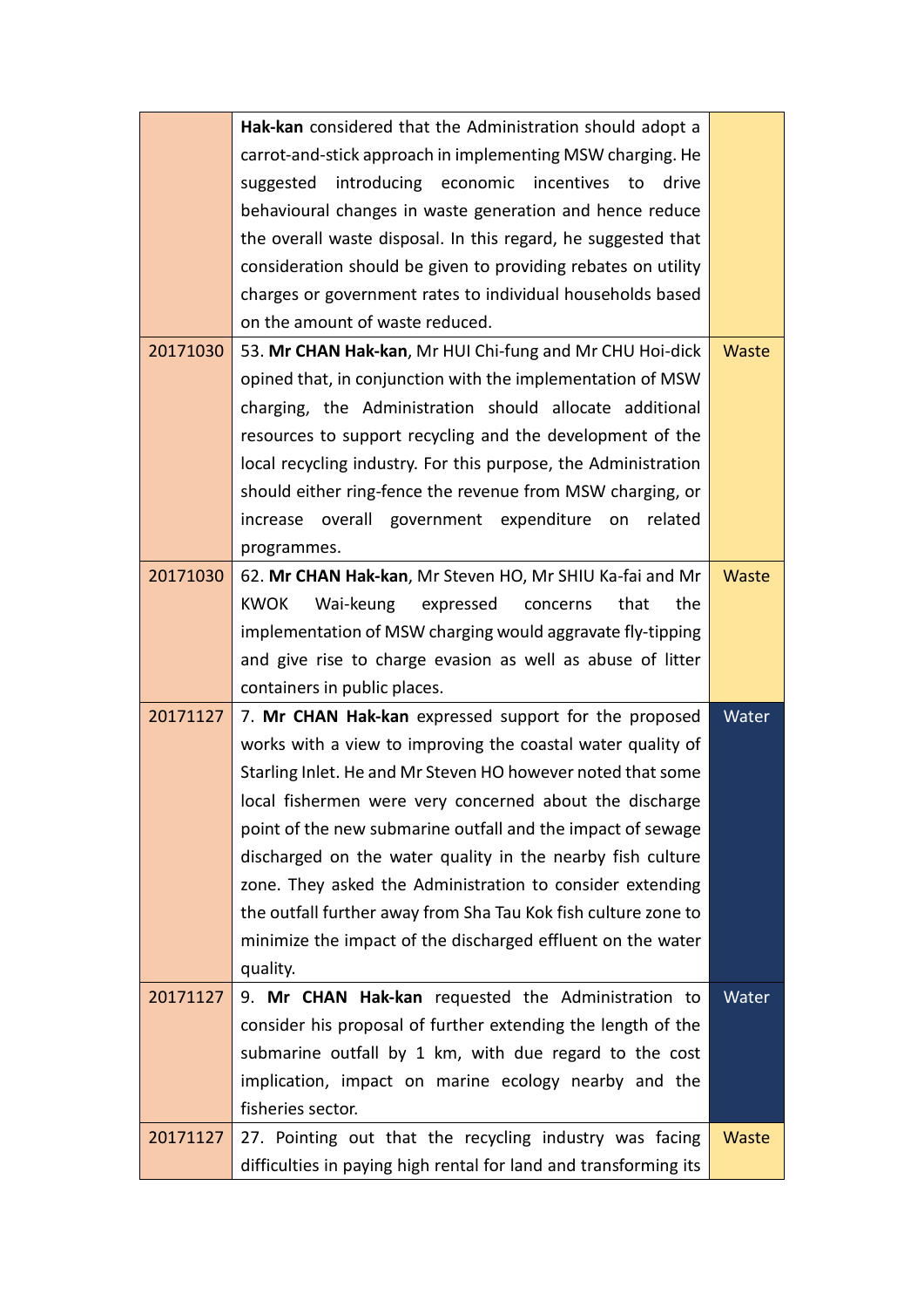|  |  |  |
|---|---|---|
|  | **Hak-kan** considered that the Administration should adopt a carrot-and-stick approach in implementing MSW charging. He suggested introducing economic incentives to drive behavioural changes in waste generation and hence reduce the overall waste disposal. In this regard, he suggested that consideration should be given to providing rebates on utility charges or government rates to individual households based on the amount of waste reduced. |  |
| 20171030 | 53. **Mr CHAN Hak-kan**, Mr HUI Chi-fung and Mr CHU Hoi-dick opined that, in conjunction with the implementation of MSW charging, the Administration should allocate additional resources to support recycling and the development of the local recycling industry. For this purpose, the Administration should either ring-fence the revenue from MSW charging, or increase overall government expenditure on related programmes. | Waste |
| 20171030 | 62. **Mr CHAN Hak-kan**, Mr Steven HO, Mr SHIU Ka-fai and Mr KWOK Wai-keung expressed concerns that the implementation of MSW charging would aggravate fly-tipping and give rise to charge evasion as well as abuse of litter containers in public places. | Waste |
| 20171127 | 7. **Mr CHAN Hak-kan** expressed support for the proposed works with a view to improving the coastal water quality of Starling Inlet. He and Mr Steven HO however noted that some local fishermen were very concerned about the discharge point of the new submarine outfall and the impact of sewage discharged on the water quality in the nearby fish culture zone. They asked the Administration to consider extending the outfall further away from Sha Tau Kok fish culture zone to minimize the impact of the discharged effluent on the water quality. | Water |
| 20171127 | 9. **Mr CHAN Hak-kan** requested the Administration to consider his proposal of further extending the length of the submarine outfall by 1 km, with due regard to the cost implication, impact on marine ecology nearby and the fisheries sector. | Water |
| 20171127 | 27. Pointing out that the recycling industry was facing difficulties in paying high rental for land and transforming its | Waste |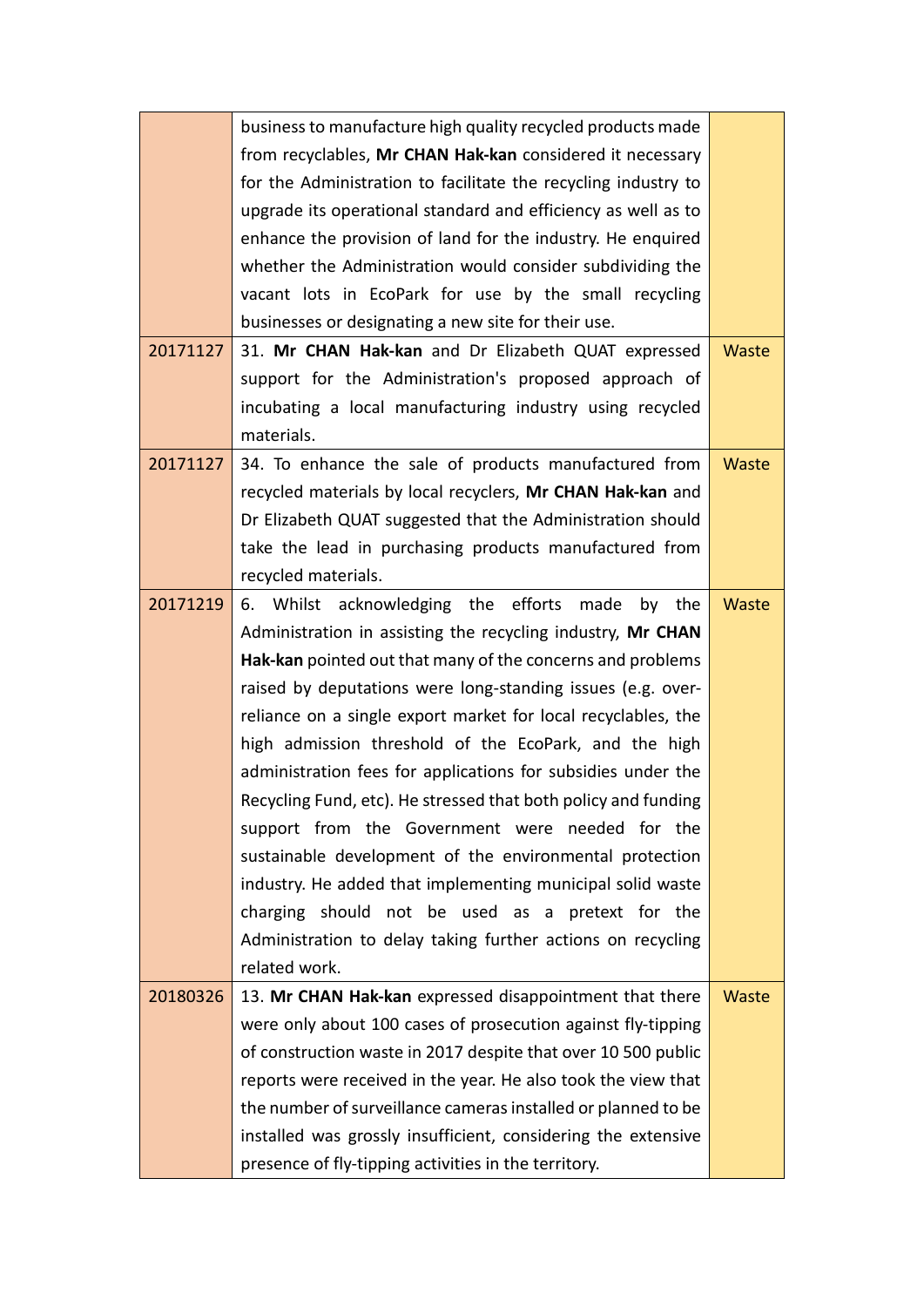| | | |
|---|---|---|
| | business to manufacture high quality recycled products made from recyclables, **Mr CHAN Hak-kan** considered it necessary for the Administration to facilitate the recycling industry to upgrade its operational standard and efficiency as well as to enhance the provision of land for the industry. He enquired whether the Administration would consider subdividing the vacant lots in EcoPark for use by the small recycling businesses or designating a new site for their use. | |
| 20171127 | 31. **Mr CHAN Hak-kan** and Dr Elizabeth QUAT expressed support for the Administration's proposed approach of incubating a local manufacturing industry using recycled materials. | Waste |
| 20171127 | 34. To enhance the sale of products manufactured from recycled materials by local recyclers, **Mr CHAN Hak-kan** and Dr Elizabeth QUAT suggested that the Administration should take the lead in purchasing products manufactured from recycled materials. | Waste |
| 20171219 | 6. Whilst acknowledging the efforts made by the Administration in assisting the recycling industry, **Mr CHAN Hak-kan** pointed out that many of the concerns and problems raised by deputations were long-standing issues (e.g. over-reliance on a single export market for local recyclables, the high admission threshold of the EcoPark, and the high administration fees for applications for subsidies under the Recycling Fund, etc). He stressed that both policy and funding support from the Government were needed for the sustainable development of the environmental protection industry. He added that implementing municipal solid waste charging should not be used as a pretext for the Administration to delay taking further actions on recycling related work. | Waste |
| 20180326 | 13. **Mr CHAN Hak-kan** expressed disappointment that there were only about 100 cases of prosecution against fly-tipping of construction waste in 2017 despite that over 10 500 public reports were received in the year. He also took the view that the number of surveillance cameras installed or planned to be installed was grossly insufficient, considering the extensive presence of fly-tipping activities in the territory. | Waste |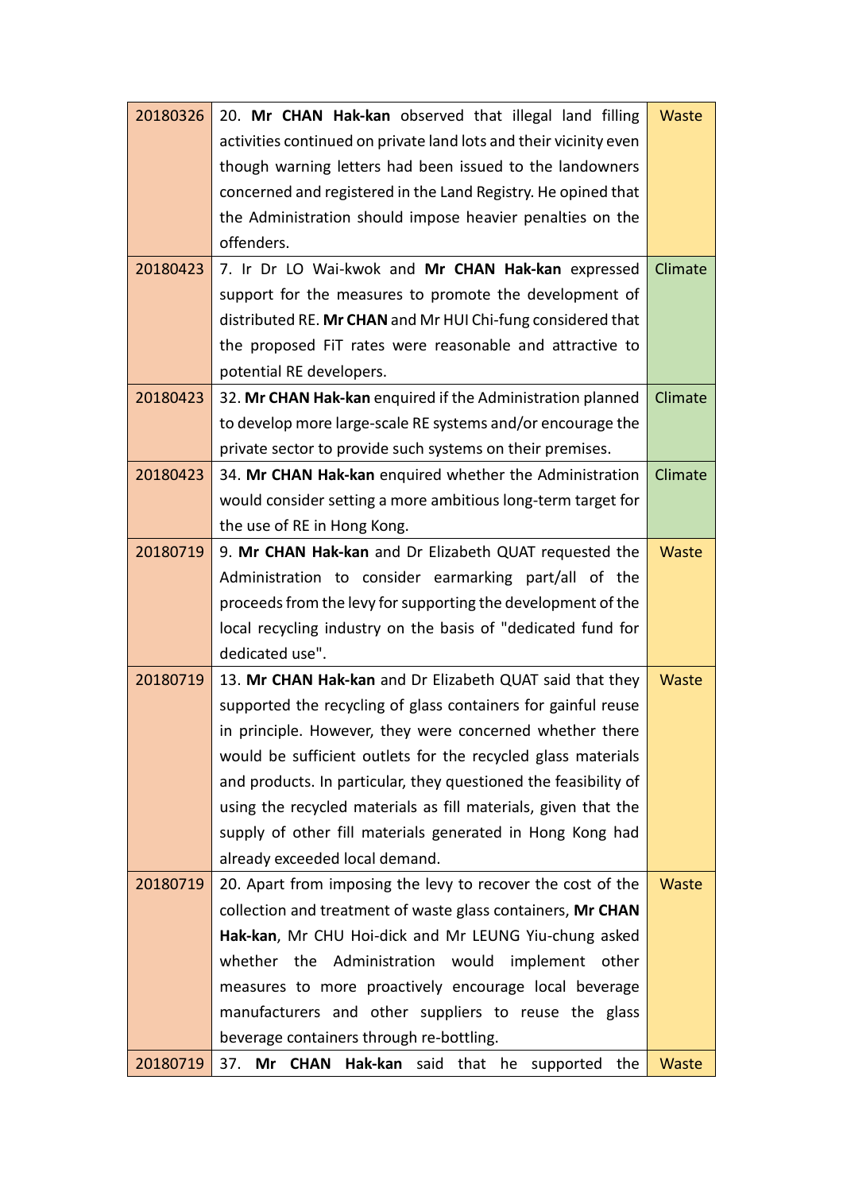| 20180326 | 20. **Mr CHAN Hak-kan** observed that illegal land filling activities continued on private land lots and their vicinity even though warning letters had been issued to the landowners concerned and registered in the Land Registry. He opined that the Administration should impose heavier penalties on the offenders. | Waste |
|---|---|---|
| 20180423 | 7. Ir Dr LO Wai-kwok and **Mr CHAN Hak-kan** expressed support for the measures to promote the development of distributed RE. **Mr CHAN** and Mr HUI Chi-fung considered that the proposed FiT rates were reasonable and attractive to potential RE developers. | Climate |
| 20180423 | 32. **Mr CHAN Hak-kan** enquired if the Administration planned to develop more large-scale RE systems and/or encourage the private sector to provide such systems on their premises. | Climate |
| 20180423 | 34. **Mr CHAN Hak-kan** enquired whether the Administration would consider setting a more ambitious long-term target for the use of RE in Hong Kong. | Climate |
| 20180719 | 9. **Mr CHAN Hak-kan** and Dr Elizabeth QUAT requested the Administration to consider earmarking part/all of the proceeds from the levy for supporting the development of the local recycling industry on the basis of "dedicated fund for dedicated use". | Waste |
| 20180719 | 13. **Mr CHAN Hak-kan** and Dr Elizabeth QUAT said that they supported the recycling of glass containers for gainful reuse in principle. However, they were concerned whether there would be sufficient outlets for the recycled glass materials and products. In particular, they questioned the feasibility of using the recycled materials as fill materials, given that the supply of other fill materials generated in Hong Kong had already exceeded local demand. | Waste |
| 20180719 | 20. Apart from imposing the levy to recover the cost of the collection and treatment of waste glass containers, **Mr CHAN Hak-kan**, Mr CHU Hoi-dick and Mr LEUNG Yiu-chung asked whether the Administration would implement other measures to more proactively encourage local beverage manufacturers and other suppliers to reuse the glass beverage containers through re-bottling. | Waste |
| 20180719 | 37. **Mr CHAN Hak-kan** said that he supported the | Waste |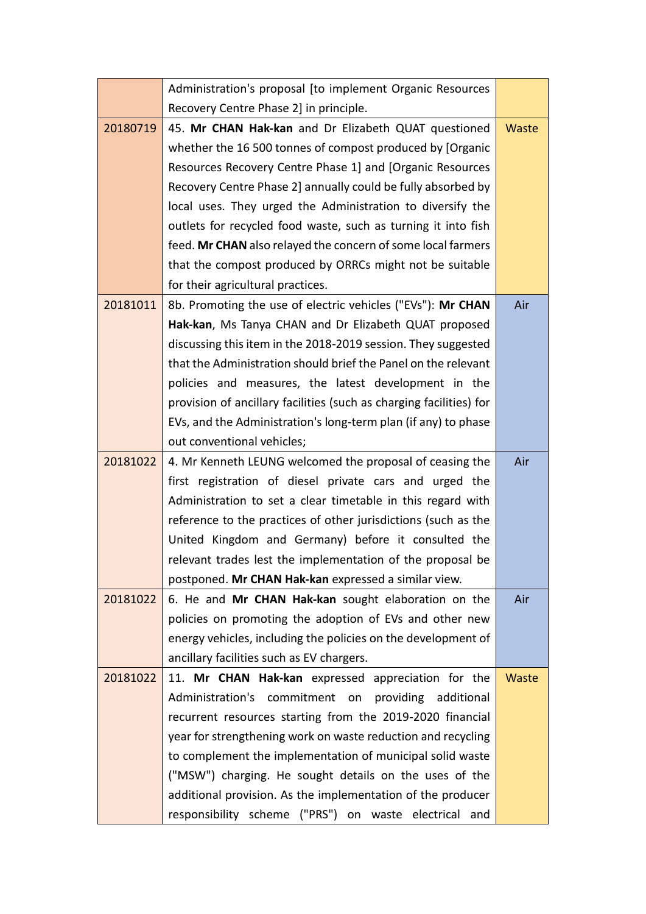| | | |
|---|---|---|
| | Administration's proposal [to implement Organic Resources Recovery Centre Phase 2] in principle. | |
| 20180719 | 45. **Mr CHAN Hak-kan** and Dr Elizabeth QUAT questioned whether the 16 500 tonnes of compost produced by [Organic Resources Recovery Centre Phase 1] and [Organic Resources Recovery Centre Phase 2] annually could be fully absorbed by local uses. They urged the Administration to diversify the outlets for recycled food waste, such as turning it into fish feed. **Mr CHAN** also relayed the concern of some local farmers that the compost produced by ORRCs might not be suitable for their agricultural practices. | Waste |
| 20181011 | 8b. Promoting the use of electric vehicles ("EVs"): **Mr CHAN Hak-kan**, Ms Tanya CHAN and Dr Elizabeth QUAT proposed discussing this item in the 2018-2019 session. They suggested that the Administration should brief the Panel on the relevant policies and measures, the latest development in the provision of ancillary facilities (such as charging facilities) for EVs, and the Administration's long-term plan (if any) to phase out conventional vehicles; | Air |
| 20181022 | 4. Mr Kenneth LEUNG welcomed the proposal of ceasing the first registration of diesel private cars and urged the Administration to set a clear timetable in this regard with reference to the practices of other jurisdictions (such as the United Kingdom and Germany) before it consulted the relevant trades lest the implementation of the proposal be postponed. **Mr CHAN Hak-kan** expressed a similar view. | Air |
| 20181022 | 6. He and **Mr CHAN Hak-kan** sought elaboration on the policies on promoting the adoption of EVs and other new energy vehicles, including the policies on the development of ancillary facilities such as EV chargers. | Air |
| 20181022 | 11. **Mr CHAN Hak-kan** expressed appreciation for the Administration's commitment on providing additional recurrent resources starting from the 2019-2020 financial year for strengthening work on waste reduction and recycling to complement the implementation of municipal solid waste ("MSW") charging. He sought details on the uses of the additional provision. As the implementation of the producer responsibility scheme ("PRS") on waste electrical and | Waste |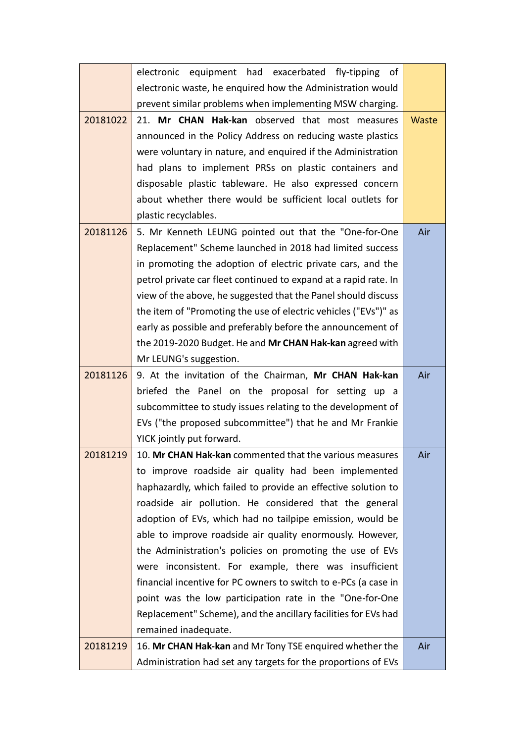|  |  |  |
|---|---|---|
|  | electronic equipment had exacerbated fly-tipping of electronic waste, he enquired how the Administration would prevent similar problems when implementing MSW charging. |  |
| 20181022 | 21. **Mr CHAN Hak-kan** observed that most measures announced in the Policy Address on reducing waste plastics were voluntary in nature, and enquired if the Administration had plans to implement PRSs on plastic containers and disposable plastic tableware. He also expressed concern about whether there would be sufficient local outlets for plastic recyclables. | Waste |
| 20181126 | 5. Mr Kenneth LEUNG pointed out that the "One-for-One Replacement" Scheme launched in 2018 had limited success in promoting the adoption of electric private cars, and the petrol private car fleet continued to expand at a rapid rate. In view of the above, he suggested that the Panel should discuss the item of "Promoting the use of electric vehicles ("EVs")" as early as possible and preferably before the announcement of the 2019-2020 Budget. He and **Mr CHAN Hak-kan** agreed with Mr LEUNG's suggestion. | Air |
| 20181126 | 9. At the invitation of the Chairman, **Mr CHAN Hak-kan** briefed the Panel on the proposal for setting up a subcommittee to study issues relating to the development of EVs ("the proposed subcommittee") that he and Mr Frankie YICK jointly put forward. | Air |
| 20181219 | 10. **Mr CHAN Hak-kan** commented that the various measures to improve roadside air quality had been implemented haphazardly, which failed to provide an effective solution to roadside air pollution. He considered that the general adoption of EVs, which had no tailpipe emission, would be able to improve roadside air quality enormously. However, the Administration's policies on promoting the use of EVs were inconsistent. For example, there was insufficient financial incentive for PC owners to switch to e-PCs (a case in point was the low participation rate in the "One-for-One Replacement" Scheme), and the ancillary facilities for EVs had remained inadequate. | Air |
| 20181219 | 16. **Mr CHAN Hak-kan** and Mr Tony TSE enquired whether the Administration had set any targets for the proportions of EVs | Air |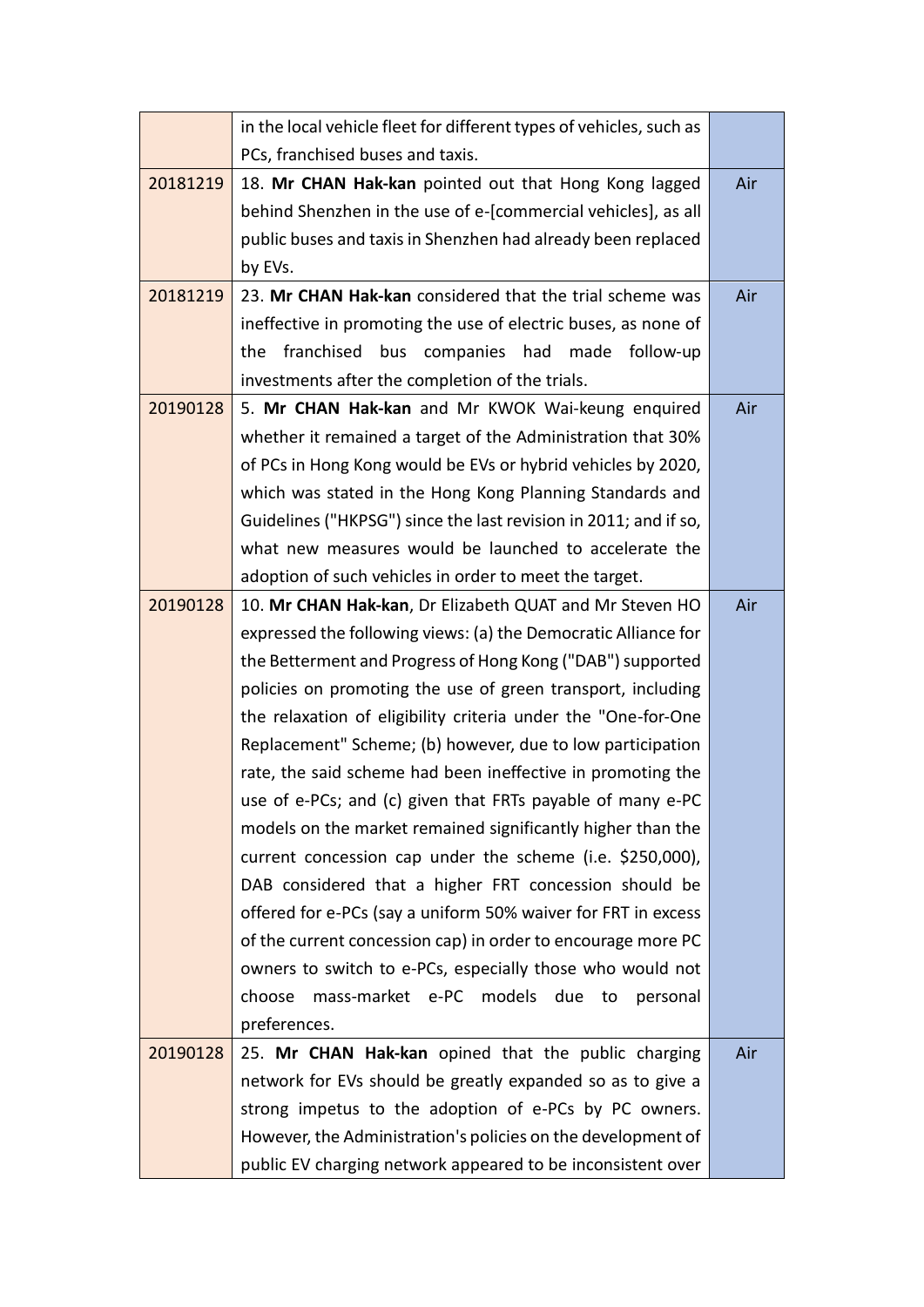| | | |
|---|---|---|
| | in the local vehicle fleet for different types of vehicles, such as PCs, franchised buses and taxis. | |
| 20181219 | 18. **Mr CHAN Hak-kan** pointed out that Hong Kong lagged behind Shenzhen in the use of e-[commercial vehicles], as all public buses and taxis in Shenzhen had already been replaced by EVs. | Air |
| 20181219 | 23. **Mr CHAN Hak-kan** considered that the trial scheme was ineffective in promoting the use of electric buses, as none of the franchised bus companies had made follow-up investments after the completion of the trials. | Air |
| 20190128 | 5. **Mr CHAN Hak-kan** and Mr KWOK Wai-keung enquired whether it remained a target of the Administration that 30% of PCs in Hong Kong would be EVs or hybrid vehicles by 2020, which was stated in the Hong Kong Planning Standards and Guidelines ("HKPSG") since the last revision in 2011; and if so, what new measures would be launched to accelerate the adoption of such vehicles in order to meet the target. | Air |
| 20190128 | 10. **Mr CHAN Hak-kan**, Dr Elizabeth QUAT and Mr Steven HO expressed the following views: (a) the Democratic Alliance for the Betterment and Progress of Hong Kong ("DAB") supported policies on promoting the use of green transport, including the relaxation of eligibility criteria under the "One-for-One Replacement" Scheme; (b) however, due to low participation rate, the said scheme had been ineffective in promoting the use of e-PCs; and (c) given that FRTs payable of many e-PC models on the market remained significantly higher than the current concession cap under the scheme (i.e. $250,000), DAB considered that a higher FRT concession should be offered for e-PCs (say a uniform 50% waiver for FRT in excess of the current concession cap) in order to encourage more PC owners to switch to e-PCs, especially those who would not choose mass-market e-PC models due to personal preferences. | Air |
| 20190128 | 25. **Mr CHAN Hak-kan** opined that the public charging network for EVs should be greatly expanded so as to give a strong impetus to the adoption of e-PCs by PC owners. However, the Administration's policies on the development of public EV charging network appeared to be inconsistent over | Air |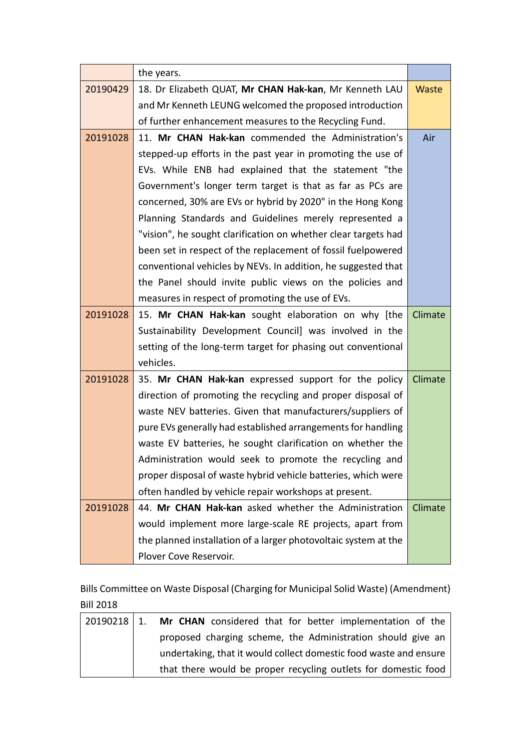| | | |
|---|---|---|
| | the years. | |
| 20190429 | 18. Dr Elizabeth QUAT, **Mr CHAN Hak-kan**, Mr Kenneth LAU and Mr Kenneth LEUNG welcomed the proposed introduction of further enhancement measures to the Recycling Fund. | Waste |
| 20191028 | 11. **Mr CHAN Hak-kan** commended the Administration's stepped-up efforts in the past year in promoting the use of EVs. While ENB had explained that the statement "the Government's longer term target is that as far as PCs are concerned, 30% are EVs or hybrid by 2020" in the Hong Kong Planning Standards and Guidelines merely represented a "vision", he sought clarification on whether clear targets had been set in respect of the replacement of fossil fuelpowered conventional vehicles by NEVs. In addition, he suggested that the Panel should invite public views on the policies and measures in respect of promoting the use of EVs. | Air |
| 20191028 | 15. **Mr CHAN Hak-kan** sought elaboration on why [the Sustainability Development Council] was involved in the setting of the long-term target for phasing out conventional vehicles. | Climate |
| 20191028 | 35. **Mr CHAN Hak-kan** expressed support for the policy direction of promoting the recycling and proper disposal of waste NEV batteries. Given that manufacturers/suppliers of pure EVs generally had established arrangements for handling waste EV batteries, he sought clarification on whether the Administration would seek to promote the recycling and proper disposal of waste hybrid vehicle batteries, which were often handled by vehicle repair workshops at present. | Climate |
| 20191028 | 44. **Mr CHAN Hak-kan** asked whether the Administration would implement more large-scale RE projects, apart from the planned installation of a larger photovoltaic system at the Plover Cove Reservoir. | Climate |

Bills Committee on Waste Disposal (Charging for Municipal Solid Waste) (Amendment) Bill 2018

| | |
|---|---|
| 20190218 | 1. **Mr CHAN** considered that for better implementation of the proposed charging scheme, the Administration should give an undertaking, that it would collect domestic food waste and ensure that there would be proper recycling outlets for domestic food |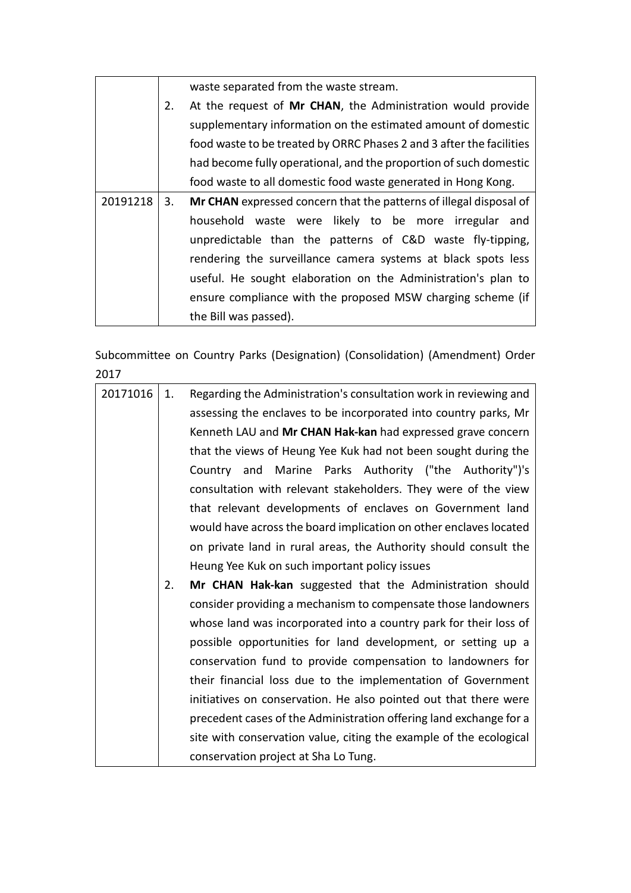| | | |
|---|---|---|
| | | waste separated from the waste stream. |
| | 2. | At the request of **Mr CHAN**, the Administration would provide supplementary information on the estimated amount of domestic food waste to be treated by ORRC Phases 2 and 3 after the facilities had become fully operational, and the proportion of such domestic food waste to all domestic food waste generated in Hong Kong. |
| 20191218 | 3. | **Mr CHAN** expressed concern that the patterns of illegal disposal of household waste were likely to be more irregular and unpredictable than the patterns of C&D waste fly-tipping, rendering the surveillance camera systems at black spots less useful. He sought elaboration on the Administration's plan to ensure compliance with the proposed MSW charging scheme (if the Bill was passed). |

Subcommittee on Country Parks (Designation) (Consolidation) (Amendment) Order 2017

| | | |
|---|---|---|
| 20171016 | 1. | Regarding the Administration's consultation work in reviewing and assessing the enclaves to be incorporated into country parks, Mr Kenneth LAU and **Mr CHAN Hak-kan** had expressed grave concern that the views of Heung Yee Kuk had not been sought during the Country and Marine Parks Authority ("the Authority")'s consultation with relevant stakeholders. They were of the view that relevant developments of enclaves on Government land would have across the board implication on other enclaves located on private land in rural areas, the Authority should consult the Heung Yee Kuk on such important policy issues |
| | 2. | **Mr CHAN Hak-kan** suggested that the Administration should consider providing a mechanism to compensate those landowners whose land was incorporated into a country park for their loss of possible opportunities for land development, or setting up a conservation fund to provide compensation to landowners for their financial loss due to the implementation of Government initiatives on conservation. He also pointed out that there were precedent cases of the Administration offering land exchange for a site with conservation value, citing the example of the ecological conservation project at Sha Lo Tung. |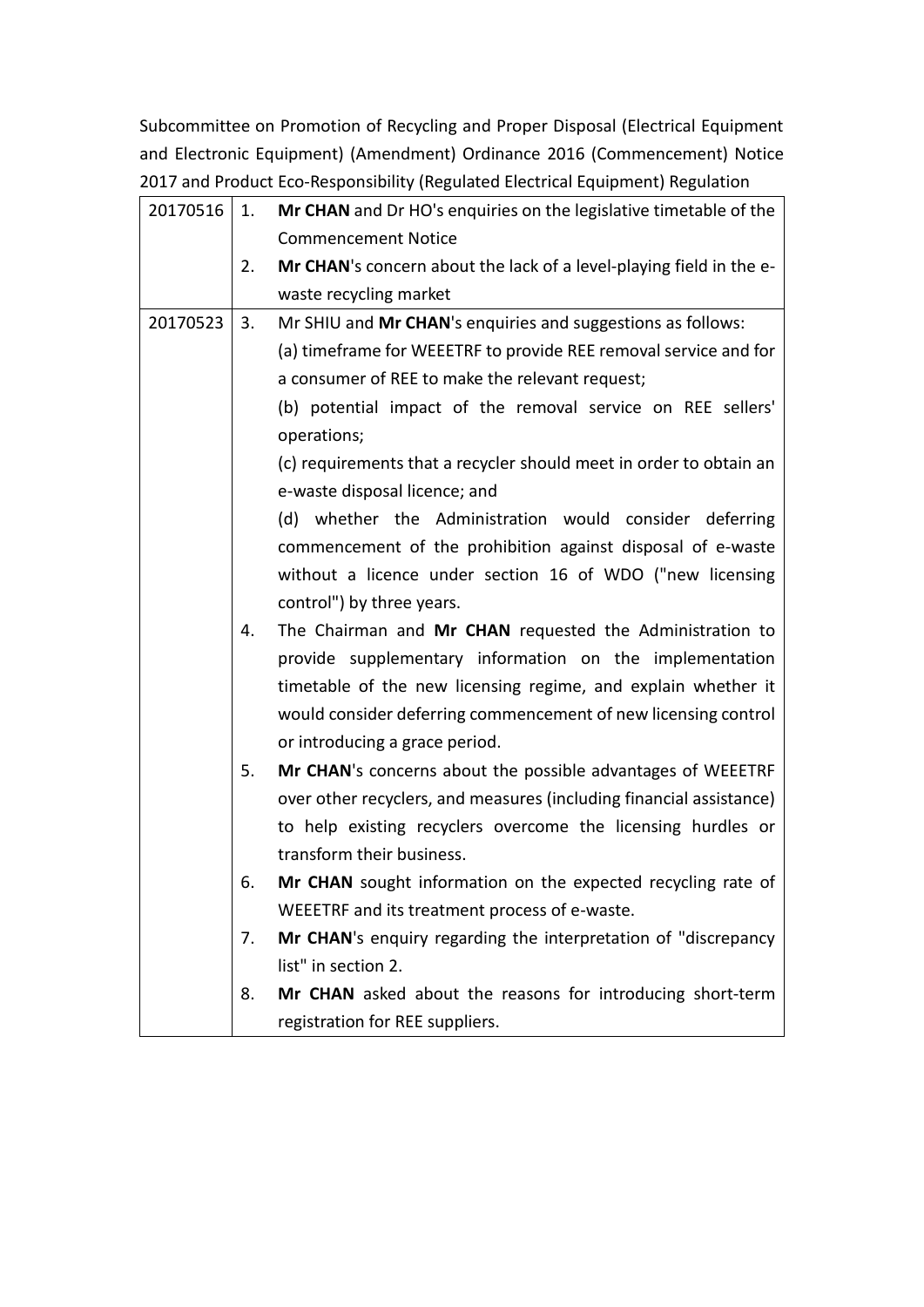Subcommittee on Promotion of Recycling and Proper Disposal (Electrical Equipment and Electronic Equipment) (Amendment) Ordinance 2016 (Commencement) Notice 2017 and Product Eco-Responsibility (Regulated Electrical Equipment) Regulation

| | | |
|---|---|---|
| 20170516 | 1. | **Mr CHAN** and Dr HO's enquiries on the legislative timetable of the Commencement Notice |
| | 2. | **Mr CHAN**'s concern about the lack of a level-playing field in the e-waste recycling market |
| 20170523 | 3. | Mr SHIU and **Mr CHAN**'s enquiries and suggestions as follows:<br>(a) timeframe for WEEETRF to provide REE removal service and for a consumer of REE to make the relevant request;<br>(b) potential impact of the removal service on REE sellers' operations;<br>(c) requirements that a recycler should meet in order to obtain an e-waste disposal licence; and<br>(d) whether the Administration would consider deferring commencement of the prohibition against disposal of e-waste without a licence under section 16 of WDO ("new licensing control") by three years. |
| | 4. | The Chairman and **Mr CHAN** requested the Administration to provide supplementary information on the implementation timetable of the new licensing regime, and explain whether it would consider deferring commencement of new licensing control or introducing a grace period. |
| | 5. | **Mr CHAN**'s concerns about the possible advantages of WEEETRF over other recyclers, and measures (including financial assistance) to help existing recyclers overcome the licensing hurdles or transform their business. |
| | 6. | **Mr CHAN** sought information on the expected recycling rate of WEEETRF and its treatment process of e-waste. |
| | 7. | **Mr CHAN**'s enquiry regarding the interpretation of "discrepancy list" in section 2. |
| | 8. | **Mr CHAN** asked about the reasons for introducing short-term registration for REE suppliers. |